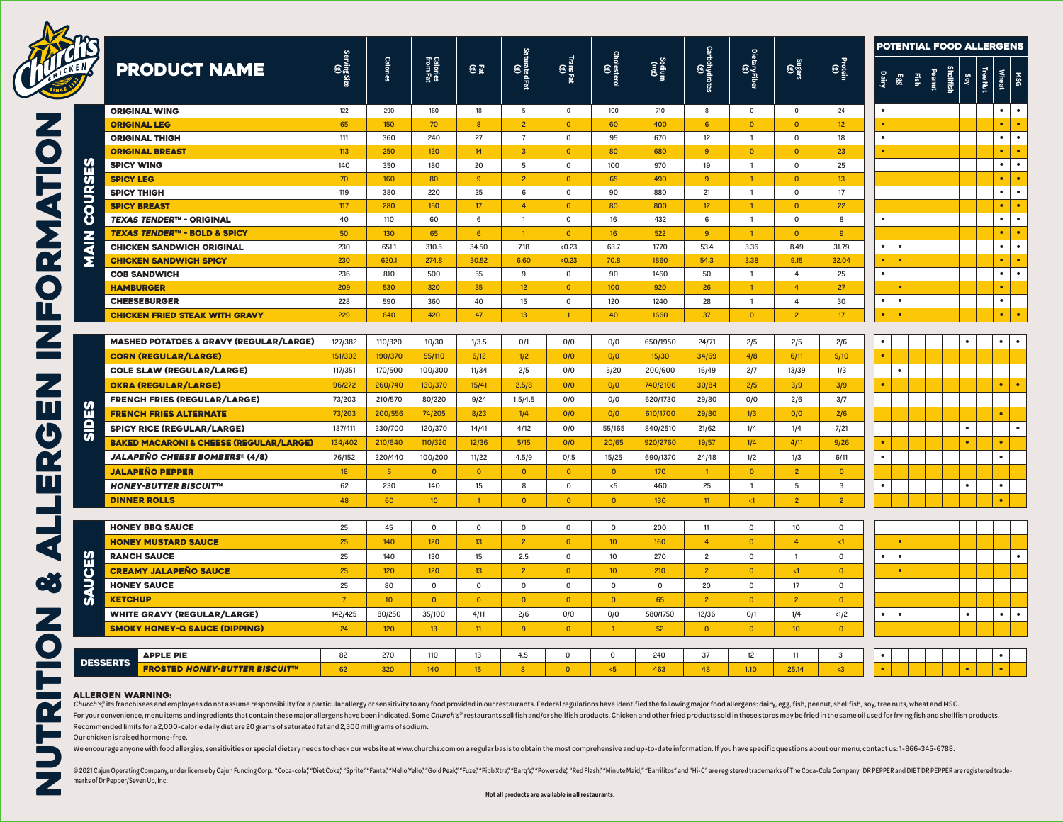# NUTRITION & ALLERGEN INFORMATION

| | PRODUCT NAME | Serving Size (g) | Calories | Calories from Fat | Fat (g) | Saturated Fat (g) | Trans Fat (g) | Cholesterol (g) | Sodium (mg) | Carbohydrates (g) | Dietary Fiber (g) | Sugars (g) | Protein (g) | Dairy | Egg | Fish | Peanut | Shellfish | Soy | Tree Nut | Wheat | MSG |
|---|---|---|---|---|---|---|---|---|---|---|---|---|---|---|---|---|---|---|---|---|---|---|
| | | | | | | | | | | | | | | **POTENTIAL FOOD ALLERGENS** | | | | | | | | |
| **MAIN COURSES** | ORIGINAL WING | 122 | 290 | 160 | 18 | 5 | 0 | 100 | 710 | 8 | 0 | 0 | 24 | • | | | | | | | • | • |
| | ORIGINAL LEG | 65 | 150 | 70 | 8 | 2 | 0 | 60 | 400 | 6 | 0 | 0 | 12 | • | | | | | | | • | • |
| | ORIGINAL THIGH | 111 | 360 | 240 | 27 | 7 | 0 | 95 | 670 | 12 | 1 | 0 | 18 | • | | | | | | | • | • |
| | ORIGINAL BREAST | 113 | 250 | 120 | 14 | 3 | 0 | 80 | 680 | 9 | 0 | 0 | 23 | • | | | | | | | • | • |
| | SPICY WING | 140 | 350 | 180 | 20 | 5 | 0 | 100 | 970 | 19 | 1 | 0 | 25 | | | | | | | | • | • |
| | SPICY LEG | 70 | 160 | 80 | 9 | 2 | 0 | 65 | 490 | 9 | 1 | 0 | 13 | | | | | | | | • | • |
| | SPICY THIGH | 119 | 380 | 220 | 25 | 6 | 0 | 90 | 880 | 21 | 1 | 0 | 17 | | | | | | | | • | • |
| | SPICY BREAST | 117 | 280 | 150 | 17 | 4 | 0 | 80 | 800 | 12 | 1 | 0 | 22 | | | | | | | | • | • |
| | *TEXAS TENDER™* - ORIGINAL | 40 | 110 | 60 | 6 | 1 | 0 | 16 | 432 | 6 | 1 | 0 | 8 | • | | | | | | | • | • |
| | *TEXAS TENDER™* - BOLD & SPICY | 50 | 130 | 65 | 6 | 1 | 0 | 16 | 522 | 9 | 1 | 0 | 9 | | | | | | | | • | • |
| | CHICKEN SANDWICH ORIGINAL | 230 | 651.1 | 310.5 | 34.50 | 7.18 | <0.23 | 63.7 | 1770 | 53.4 | 3.36 | 8.49 | 31.79 | • | • | | | | | | • | • |
| | CHICKEN SANDWICH SPICY | 230 | 620.1 | 274.8 | 30.52 | 6.60 | <0.23 | 70.8 | 1860 | 54.3 | 3.38 | 9.15 | 32.04 | • | • | | | | | | • | • |
| | COB SANDWICH | 236 | 810 | 500 | 55 | 9 | 0 | 90 | 1460 | 50 | 1 | 4 | 25 | • | | | | | | | • | • |
| | HAMBURGER | 209 | 530 | 320 | 35 | 12 | 0 | 100 | 920 | 26 | 1 | 4 | 27 | | • | | | | | | • | |
| | CHEESEBURGER | 228 | 590 | 360 | 40 | 15 | 0 | 120 | 1240 | 28 | 1 | 4 | 30 | • | • | | | | | | • | |
| | CHICKEN FRIED STEAK WITH GRAVY | 229 | 640 | 420 | 47 | 13 | 1 | 40 | 1660 | 37 | 0 | 2 | 17 | • | • | | | | | | • | • |
| **SIDES** | MASHED POTATOES & GRAVY (REGULAR/LARGE) | 127/382 | 110/320 | 10/30 | 1/3.5 | 0/1 | 0/0 | 0/0 | 650/1950 | 24/71 | 2/5 | 2/5 | 2/6 | • | | | | | • | | • | • |
| | CORN (REGULAR/LARGE) | 151/302 | 190/370 | 55/110 | 6/12 | 1/2 | 0/0 | 0/0 | 15/30 | 34/69 | 4/8 | 6/11 | 5/10 | • | | | | | | | | |
| | COLE SLAW (REGULAR/LARGE) | 117/351 | 170/500 | 100/300 | 11/34 | 2/5 | 0/0 | 5/20 | 200/600 | 16/49 | 2/7 | 13/39 | 1/3 | | • | | | | | | | |
| | OKRA (REGULAR/LARGE) | 96/272 | 260/740 | 130/370 | 15/41 | 2.5/8 | 0/0 | 0/0 | 740/2100 | 30/84 | 2/5 | 3/9 | 3/9 | • | | | | | | | • | • |
| | FRENCH FRIES (REGULAR/LARGE) | 73/203 | 210/570 | 80/220 | 9/24 | 1.5/4.5 | 0/0 | 0/0 | 620/1730 | 29/80 | 0/0 | 2/6 | 3/7 | | | | | | | | | |
| | FRENCH FRIES ALTERNATE | 73/203 | 200/556 | 74/205 | 8/23 | 1/4 | 0/0 | 0/0 | 610/1700 | 29/80 | 1/3 | 0/0 | 2/6 | | | | | | | | • | |
| | SPICY RICE (REGULAR/LARGE) | 137/411 | 230/700 | 120/370 | 14/41 | 4/12 | 0/0 | 55/165 | 840/2510 | 21/62 | 1/4 | 1/4 | 7/21 | | | | | | • | | | • |
| | BAKED MACARONI & CHEESE (REGULAR/LARGE) | 134/402 | 210/640 | 110/320 | 12/36 | 5/15 | 0/0 | 20/65 | 920/2760 | 19/57 | 1/4 | 4/11 | 9/26 | • | | | | | • | | • | |
| | *JALAPEÑO CHEESE BOMBERS®* (4/8) | 76/152 | 220/440 | 100/200 | 11/22 | 4.5/9 | 0/.5 | 15/25 | 690/1370 | 24/48 | 1/2 | 1/3 | 6/11 | • | | | | | | | • | |
| | JALAPEÑO PEPPER | 18 | 5 | 0 | 0 | 0 | 0 | 0 | 170 | 1 | 0 | 2 | 0 | | | | | | | | | |
| | *HONEY-BUTTER BISCUIT™* | 62 | 230 | 140 | 15 | 8 | 0 | <5 | 460 | 25 | 1 | 5 | 3 | • | | | | | • | | • | |
| | DINNER ROLLS | 48 | 60 | 10 | 1 | 0 | 0 | 0 | 130 | 11 | <1 | 2 | 2 | | | | | | | | • | |
| **SAUCES** | HONEY BBQ SAUCE | 25 | 45 | 0 | 0 | 0 | 0 | 0 | 200 | 11 | 0 | 10 | 0 | | | | | | | | | |
| | HONEY MUSTARD SAUCE | 25 | 140 | 120 | 13 | 2 | 0 | 10 | 160 | 4 | 0 | 4 | <1 | | • | | | | | | | |
| | RANCH SAUCE | 25 | 140 | 130 | 15 | 2.5 | 0 | 10 | 270 | 2 | 0 | 1 | 0 | • | • | | | | | | | • |
| | CREAMY JALAPEÑO SAUCE | 25 | 120 | 120 | 13 | 2 | 0 | 10 | 210 | 2 | 0 | <1 | 0 | | • | | | | | | | |
| | HONEY SAUCE | 25 | 80 | 0 | 0 | 0 | 0 | 0 | 0 | 20 | 0 | 17 | 0 | | | | | | | | | |
| | KETCHUP | 7 | 10 | 0 | 0 | 0 | 0 | 0 | 65 | 2 | 0 | 2 | 0 | | | | | | | | | |
| | WHITE GRAVY (REGULAR/LARGE) | 142/425 | 80/250 | 35/100 | 4/11 | 2/6 | 0/0 | 0/0 | 580/1750 | 12/36 | 0/1 | 1/4 | <1/2 | • | • | | | | • | | • | • |
| | SMOKY HONEY-Q SAUCE (DIPPING) | 24 | 120 | 13 | 11 | 9 | 0 | 1 | 52 | 0 | 0 | 10 | 0 | | | | | | | | | |
| **DESSERTS** | APPLE PIE | 82 | 270 | 110 | 13 | 4.5 | 0 | 0 | 240 | 37 | 12 | 11 | 3 | • | | | | | | | • | |
| | FROSTED *HONEY-BUTTER BISCUIT™* | 62 | 320 | 140 | 15 | 8 | 0 | <5 | 463 | 48 | 1.10 | 25.14 | <3 | • | | | | | • | | • | |

**ALLERGEN WARNING:**

*Church's®,* its franchisees and employees do not assume responsibility for a particular allergy or sensitivity to any food provided in our restaurants. Federal regulations have identified the following major food allergens: dairy, egg, fish, peanut, shellfish, soy, tree nuts, wheat and MSG.

For your convenience, menu items and ingredients that contain these major allergens have been indicated. Some *Church's®* restaurants sell fish and/or shellfish products. Chicken and other fried products sold in those stores may be fried in the same oil used for frying fish and shellfish products.

Recommended limits for a 2,000-calorie daily diet are 20 grams of saturated fat and 2,300 milligrams of sodium.

Our chicken is raised hormone-free.

We encourage anyone with food allergies, sensitivities or special dietary needs to check our website at www.churchs.com on a regular basis to obtain the most comprehensive and up-to-date information. If you have specific questions about our menu, contact us: 1-866-345-6788.

© 2021 Cajun Operating Company, under license by Cajun Funding Corp. "Coca-cola," "Diet Coke," "Sprite," "Fanta," "Mello Yello," "Gold Peak," "Fuze," "Pibb Xtra," "Barq's," "Powerade," "Red Flash," "Minute Maid," "Barrilitos" and "Hi-C" are registered trademarks of The Coca-Cola Company. DR PEPPER and DIET DR PEPPER are registered trademarks of Dr Pepper/Seven Up, Inc.

**Not all products are available in all restaurants.**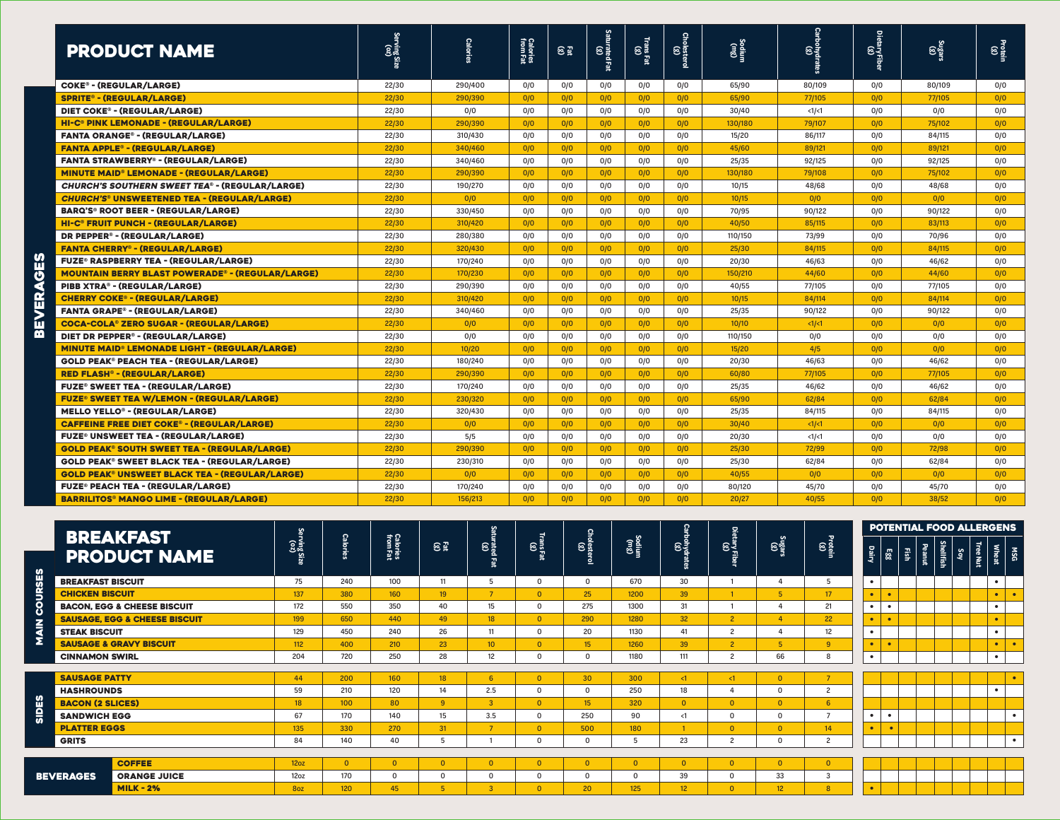## BEVERAGES

| PRODUCT NAME | Serving Size (oz) | Calories | Calories from Fat | Fat (g) | Saturated Fat (g) | Trans Fat (g) | Cholesterol (g) | Sodium (mg) | Carbohydrates (g) | Dietary Fiber (g) | Sugars (g) | Protein (g) |
|---|---|---|---|---|---|---|---|---|---|---|---|---|
| COKE® - (REGULAR/LARGE) | 22/30 | 290/400 | 0/0 | 0/0 | 0/0 | 0/0 | 0/0 | 65/90 | 80/109 | 0/0 | 80/109 | 0/0 |
| SPRITE® - (REGULAR/LARGE) | 22/30 | 290/390 | 0/0 | 0/0 | 0/0 | 0/0 | 0/0 | 65/90 | 77/105 | 0/0 | 77/105 | 0/0 |
| DIET COKE® - (REGULAR/LARGE) | 22/30 | 0/0 | 0/0 | 0/0 | 0/0 | 0/0 | 0/0 | 30/40 | <1/<1 | 0/0 | 0/0 | 0/0 |
| HI-C® PINK LEMONADE - (REGULAR/LARGE) | 22/30 | 290/390 | 0/0 | 0/0 | 0/0 | 0/0 | 0/0 | 130/180 | 79/107 | 0/0 | 75/102 | 0/0 |
| FANTA ORANGE® - (REGULAR/LARGE) | 22/30 | 310/430 | 0/0 | 0/0 | 0/0 | 0/0 | 0/0 | 15/20 | 86/117 | 0/0 | 84/115 | 0/0 |
| FANTA APPLE® - (REGULAR/LARGE) | 22/30 | 340/460 | 0/0 | 0/0 | 0/0 | 0/0 | 0/0 | 45/60 | 89/121 | 0/0 | 89/121 | 0/0 |
| FANTA STRAWBERRY® - (REGULAR/LARGE) | 22/30 | 340/460 | 0/0 | 0/0 | 0/0 | 0/0 | 0/0 | 25/35 | 92/125 | 0/0 | 92/125 | 0/0 |
| MINUTE MAID® LEMONADE - (REGULAR/LARGE) | 22/30 | 290/390 | 0/0 | 0/0 | 0/0 | 0/0 | 0/0 | 130/180 | 79/108 | 0/0 | 75/102 | 0/0 |
| *CHURCH'S SOUTHERN SWEET TEA®* - (REGULAR/LARGE) | 22/30 | 190/270 | 0/0 | 0/0 | 0/0 | 0/0 | 0/0 | 10/15 | 48/68 | 0/0 | 48/68 | 0/0 |
| *CHURCH'S®* UNSWEETENED TEA - (REGULAR/LARGE) | 22/30 | 0/0 | 0/0 | 0/0 | 0/0 | 0/0 | 0/0 | 10/15 | 0/0 | 0/0 | 0/0 | 0/0 |
| BARQ'S® ROOT BEER - (REGULAR/LARGE) | 22/30 | 330/450 | 0/0 | 0/0 | 0/0 | 0/0 | 0/0 | 70/95 | 90/122 | 0/0 | 90/122 | 0/0 |
| HI-C® FRUIT PUNCH - (REGULAR/LARGE) | 22/30 | 310/420 | 0/0 | 0/0 | 0/0 | 0/0 | 0/0 | 40/50 | 85/115 | 0/0 | 83/113 | 0/0 |
| DR PEPPER® - (REGULAR/LARGE) | 22/30 | 280/380 | 0/0 | 0/0 | 0/0 | 0/0 | 0/0 | 110/150 | 73/99 | 0/0 | 70/96 | 0/0 |
| FANTA CHERRY® - (REGULAR/LARGE) | 22/30 | 320/430 | 0/0 | 0/0 | 0/0 | 0/0 | 0/0 | 25/30 | 84/115 | 0/0 | 84/115 | 0/0 |
| FUZE® RASPBERRY TEA - (REGULAR/LARGE) | 22/30 | 170/240 | 0/0 | 0/0 | 0/0 | 0/0 | 0/0 | 20/30 | 46/63 | 0/0 | 46/62 | 0/0 |
| MOUNTAIN BERRY BLAST POWERADE® - (REGULAR/LARGE) | 22/30 | 170/230 | 0/0 | 0/0 | 0/0 | 0/0 | 0/0 | 150/210 | 44/60 | 0/0 | 44/60 | 0/0 |
| PIBB XTRA® - (REGULAR/LARGE) | 22/30 | 290/390 | 0/0 | 0/0 | 0/0 | 0/0 | 0/0 | 40/55 | 77/105 | 0/0 | 77/105 | 0/0 |
| CHERRY COKE® - (REGULAR/LARGE) | 22/30 | 310/420 | 0/0 | 0/0 | 0/0 | 0/0 | 0/0 | 10/15 | 84/114 | 0/0 | 84/114 | 0/0 |
| FANTA GRAPE® - (REGULAR/LARGE) | 22/30 | 340/460 | 0/0 | 0/0 | 0/0 | 0/0 | 0/0 | 25/35 | 90/122 | 0/0 | 90/122 | 0/0 |
| COCA-COLA® ZERO SUGAR - (REGULAR/LARGE) | 22/30 | 0/0 | 0/0 | 0/0 | 0/0 | 0/0 | 0/0 | 10/10 | <1/<1 | 0/0 | 0/0 | 0/0 |
| DIET DR PEPPER® - (REGULAR/LARGE) | 22/30 | 0/0 | 0/0 | 0/0 | 0/0 | 0/0 | 0/0 | 110/150 | 0/0 | 0/0 | 0/0 | 0/0 |
| MINUTE MAID® LEMONADE LIGHT - (REGULAR/LARGE) | 22/30 | 10/20 | 0/0 | 0/0 | 0/0 | 0/0 | 0/0 | 15/20 | 4/5 | 0/0 | 0/0 | 0/0 |
| GOLD PEAK® PEACH TEA - (REGULAR/LARGE) | 22/30 | 180/240 | 0/0 | 0/0 | 0/0 | 0/0 | 0/0 | 20/30 | 46/63 | 0/0 | 46/62 | 0/0 |
| RED FLASH® - (REGULAR/LARGE) | 22/30 | 290/390 | 0/0 | 0/0 | 0/0 | 0/0 | 0/0 | 60/80 | 77/105 | 0/0 | 77/105 | 0/0 |
| FUZE® SWEET TEA - (REGULAR/LARGE) | 22/30 | 170/240 | 0/0 | 0/0 | 0/0 | 0/0 | 0/0 | 25/35 | 46/62 | 0/0 | 46/62 | 0/0 |
| FUZE® SWEET TEA W/LEMON - (REGULAR/LARGE) | 22/30 | 230/320 | 0/0 | 0/0 | 0/0 | 0/0 | 0/0 | 65/90 | 62/84 | 0/0 | 62/84 | 0/0 |
| MELLO YELLO® - (REGULAR/LARGE) | 22/30 | 320/430 | 0/0 | 0/0 | 0/0 | 0/0 | 0/0 | 25/35 | 84/115 | 0/0 | 84/115 | 0/0 |
| CAFFEINE FREE DIET COKE® - (REGULAR/LARGE) | 22/30 | 0/0 | 0/0 | 0/0 | 0/0 | 0/0 | 0/0 | 30/40 | <1/<1 | 0/0 | 0/0 | 0/0 |
| FUZE® UNSWEET TEA - (REGULAR/LARGE) | 22/30 | 5/5 | 0/0 | 0/0 | 0/0 | 0/0 | 0/0 | 20/30 | <1/<1 | 0/0 | 0/0 | 0/0 |
| GOLD PEAK® SOUTH SWEET TEA - (REGULAR/LARGE) | 22/30 | 290/390 | 0/0 | 0/0 | 0/0 | 0/0 | 0/0 | 25/30 | 72/99 | 0/0 | 72/98 | 0/0 |
| GOLD PEAK® SWEET BLACK TEA - (REGULAR/LARGE) | 22/30 | 230/310 | 0/0 | 0/0 | 0/0 | 0/0 | 0/0 | 25/30 | 62/84 | 0/0 | 62/84 | 0/0 |
| GOLD PEAK® UNSWEET BLACK TEA - (REGULAR/LARGE) | 22/30 | 0/0 | 0/0 | 0/0 | 0/0 | 0/0 | 0/0 | 40/55 | 0/0 | 0/0 | 0/0 | 0/0 |
| FUZE® PEACH TEA - (REGULAR/LARGE) | 22/30 | 170/240 | 0/0 | 0/0 | 0/0 | 0/0 | 0/0 | 80/120 | 45/70 | 0/0 | 45/70 | 0/0 |
| BARRILITOS® MANGO LIME - (REGULAR/LARGE) | 22/30 | 156/213 | 0/0 | 0/0 | 0/0 | 0/0 | 0/0 | 20/27 | 40/55 | 0/0 | 38/52 | 0/0 |

## BREAKFAST

| | BREAKFAST PRODUCT NAME | Serving Size (oz) | Calories | Calories from Fat | Fat (g) | Saturated Fat (g) | Trans Fat (g) | Cholesterol (g) | Sodium (mg) | Carbohydrates (g) | Dietary Fiber (g) | Sugars (g) | Protein (g) | Dairy | Egg | Fish | Peanut | Shellfish | Soy | Tree Nut | Wheat | MSG |
|---|---|---|---|---|---|---|---|---|---|---|---|---|---|---|---|---|---|---|---|---|---|---|
| MAIN COURSES | BREAKFAST BISCUIT | 75 | 240 | 100 | 11 | 5 | 0 | 0 | 670 | 30 | 1 | 4 | 5 | • | | | | | | | • | |
| | CHICKEN BISCUIT | 137 | 380 | 160 | 19 | 7 | 0 | 25 | 1200 | 39 | 1 | 5 | 17 | • | • | | | | | | • | • |
| | BACON, EGG & CHEESE BISCUIT | 172 | 550 | 350 | 40 | 15 | 0 | 275 | 1300 | 31 | 1 | 4 | 21 | • | • | | | | | | • | |
| | SAUSAGE, EGG & CHEESE BISCUIT | 199 | 650 | 440 | 49 | 18 | 0 | 290 | 1280 | 32 | 2 | 4 | 22 | • | • | | | | | | • | |
| | STEAK BISCUIT | 129 | 450 | 240 | 26 | 11 | 0 | 20 | 1130 | 41 | 2 | 4 | 12 | • | | | | | | | • | |
| | SAUSAGE & GRAVY BISCUIT | 112 | 400 | 210 | 23 | 10 | 0 | 15 | 1260 | 39 | 2 | 5 | 9 | • | • | | | | | | • | • |
| | CINNAMON SWIRL | 204 | 720 | 250 | 28 | 12 | 0 | 0 | 1180 | 111 | 2 | 66 | 8 | • | | | | | | | • | |
| SIDES | SAUSAGE PATTY | 44 | 200 | 160 | 18 | 6 | 0 | 30 | 300 | <1 | <1 | 0 | 7 | | | | | | | | | • |
| | HASHROUNDS | 59 | 210 | 120 | 14 | 2.5 | 0 | 0 | 250 | 18 | 4 | 0 | 2 | | | | | | | | • | |
| | BACON (2 SLICES) | 18 | 100 | 80 | 9 | 3 | 0 | 15 | 320 | 0 | 0 | 0 | 6 | | | | | | | | | |
| | SANDWICH EGG | 67 | 170 | 140 | 15 | 3.5 | 0 | 250 | 90 | <1 | 0 | 0 | 7 | • | • | | | | | | | • |
| | PLATTER EGGS | 135 | 330 | 270 | 31 | 7 | 0 | 500 | 180 | 1 | 0 | 0 | 14 | • | • | | | | | | | |
| | GRITS | 84 | 140 | 40 | 5 | 1 | 0 | 0 | 5 | 23 | 2 | 0 | 2 | | | | | | | | | • |
| BEVERAGES | COFFEE | 12oz | 0 | 0 | 0 | 0 | 0 | 0 | 0 | 0 | 0 | 0 | 0 | | | | | | | | | |
| | ORANGE JUICE | 12oz | 170 | 0 | 0 | 0 | 0 | 0 | 0 | 39 | 0 | 33 | 3 | | | | | | | | | |
| | MILK - 2% | 8oz | 120 | 45 | 5 | 3 | 0 | 20 | 125 | 12 | 0 | 12 | 8 | • | | | | | | | | |

POTENTIAL FOOD ALLERGENS: Dairy, Egg, Fish, Peanut, Shellfish, Soy, Tree Nut, Wheat, MSG